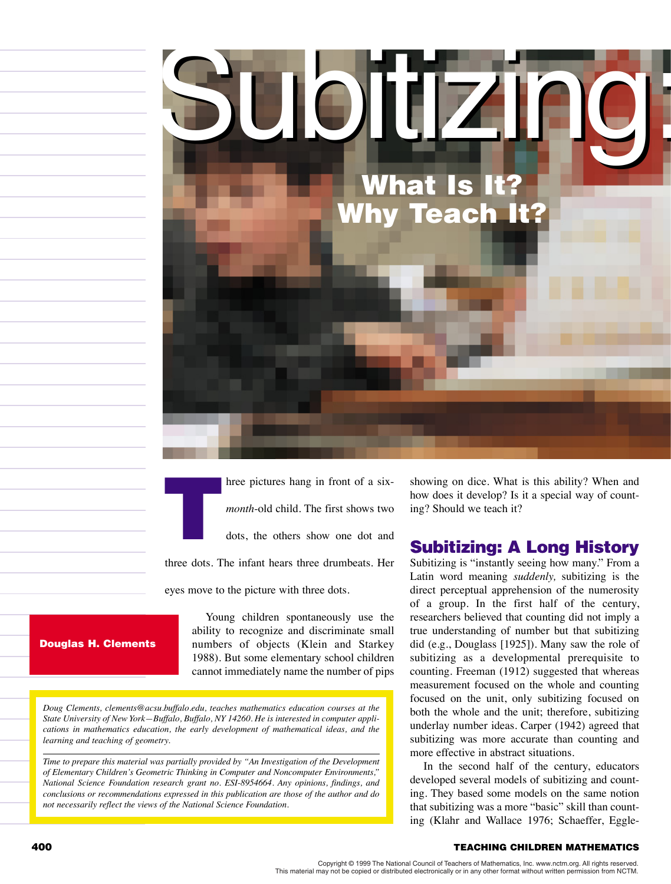# Subitizing: What Is It? Why Teach It?

**Douglas H. Clements**

Three pictures hang in front of a six-*month*-old child. The first shows two dots, the others show one dot and three dots. The infant hears three drumbeats. Her eyes move to the picture with three dots.

Young children spontaneously use the ability to recognize and discriminate small numbers of objects (Klein and Starkey 1988). But some elementary school children cannot immediately name the number of pips showing on dice. What is this ability? When and how does it develop? Is it a special way of counting? Should we teach it?

*Doug Clements, clements@acsu.buffalo.edu, teaches mathematics education courses at the State University of New York—Buffalo, Buffalo, NY 14260. He is interested in computer applications in mathematics education, the early development of mathematical ideas, and the learning and teaching of geometry.*

*Time to prepare this material was partially provided by "An Investigation of the Development of Elementary Children's Geometric Thinking in Computer and Noncomputer Environments," National Science Foundation research grant no. ESI-8954664. Any opinions, findings, and conclusions or recommendations expressed in this publication are those of the author and do not necessarily reflect the views of the National Science Foundation.*

## Subitizing: A Long History

Subitizing is "instantly seeing how many." From a Latin word meaning *suddenly,* subitizing is the direct perceptual apprehension of the numerosity of a group. In the first half of the century, researchers believed that counting did not imply a true understanding of number but that subitizing did (e.g., Douglass [1925]). Many saw the role of subitizing as a developmental prerequisite to counting. Freeman (1912) suggested that whereas measurement focused on the whole and counting focused on the unit, only subitizing focused on both the whole and the unit; therefore, subitizing underlay number ideas. Carper (1942) agreed that subitizing was more accurate than counting and more effective in abstract situations.

In the second half of the century, educators developed several models of subitizing and counting. They based some models on the same notion that subitizing was a more "basic" skill than counting (Klahr and Wallace 1976; Schaeffer, Eggle-

Copyright © 1999 The National Council of Teachers of Mathematics, Inc. www.nctm.org. All rights reserved.
This material may not be copied or distributed electronically or in any other format without written permission from NCTM.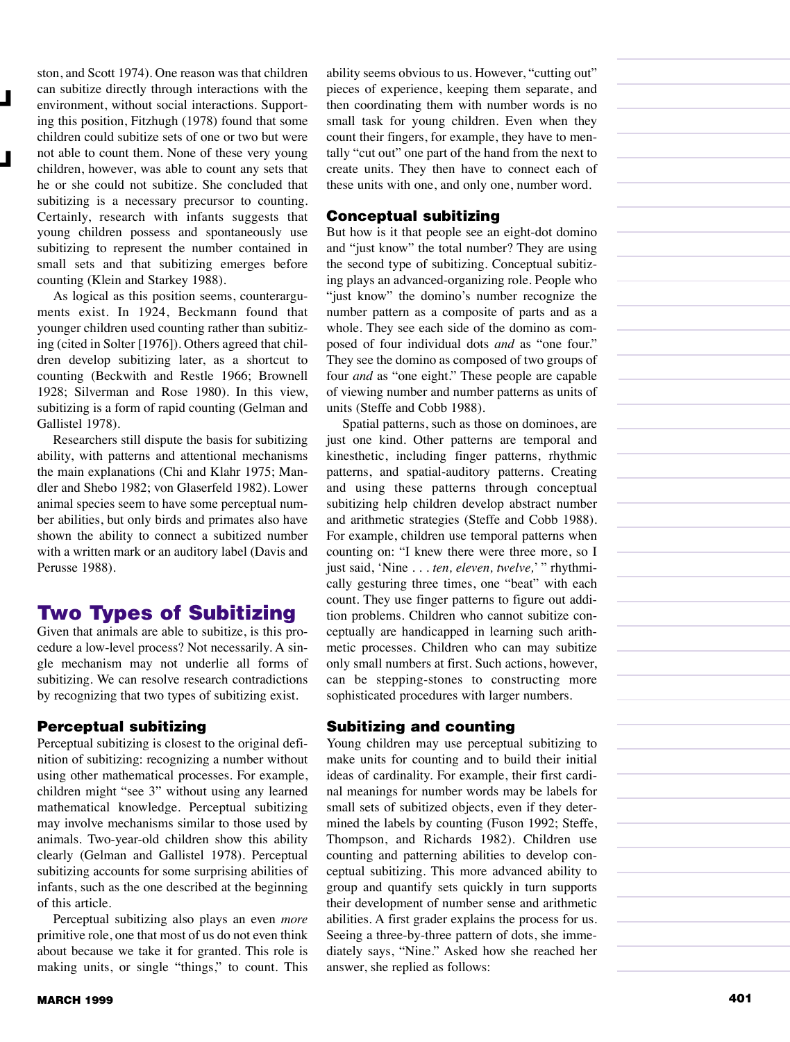ston, and Scott 1974). One reason was that children can subitize directly through interactions with the environment, without social interactions. Supporting this position, Fitzhugh (1978) found that some children could subitize sets of one or two but were not able to count them. None of these very young children, however, was able to count any sets that he or she could not subitize. She concluded that subitizing is a necessary precursor to counting. Certainly, research with infants suggests that young children possess and spontaneously use subitizing to represent the number contained in small sets and that subitizing emerges before counting (Klein and Starkey 1988).

As logical as this position seems, counterarguments exist. In 1924, Beckmann found that younger children used counting rather than subitizing (cited in Solter [1976]). Others agreed that children develop subitizing later, as a shortcut to counting (Beckwith and Restle 1966; Brownell 1928; Silverman and Rose 1980). In this view, subitizing is a form of rapid counting (Gelman and Gallistel 1978).

Researchers still dispute the basis for subitizing ability, with patterns and attentional mechanisms the main explanations (Chi and Klahr 1975; Mandler and Shebo 1982; von Glaserfeld 1982). Lower animal species seem to have some perceptual number abilities, but only birds and primates also have shown the ability to connect a subitized number with a written mark or an auditory label (Davis and Perusse 1988).

## Two Types of Subitizing

Given that animals are able to subitize, is this procedure a low-level process? Not necessarily. A single mechanism may not underlie all forms of subitizing. We can resolve research contradictions by recognizing that two types of subitizing exist.

### Perceptual subitizing

Perceptual subitizing is closest to the original definition of subitizing: recognizing a number without using other mathematical processes. For example, children might "see 3" without using any learned mathematical knowledge. Perceptual subitizing may involve mechanisms similar to those used by animals. Two-year-old children show this ability clearly (Gelman and Gallistel 1978). Perceptual subitizing accounts for some surprising abilities of infants, such as the one described at the beginning of this article.

Perceptual subitizing also plays an even *more* primitive role, one that most of us do not even think about because we take it for granted. This role is making units, or single "things," to count. This ability seems obvious to us. However, "cutting out" pieces of experience, keeping them separate, and then coordinating them with number words is no small task for young children. Even when they count their fingers, for example, they have to mentally "cut out" one part of the hand from the next to create units. They then have to connect each of these units with one, and only one, number word.

### Conceptual subitizing

But how is it that people see an eight-dot domino and "just know" the total number? They are using the second type of subitizing. Conceptual subitizing plays an advanced-organizing role. People who "just know" the domino's number recognize the number pattern as a composite of parts and as a whole. They see each side of the domino as composed of four individual dots *and* as "one four." They see the domino as composed of two groups of four *and* as "one eight." These people are capable of viewing number and number patterns as units of units (Steffe and Cobb 1988).

Spatial patterns, such as those on dominoes, are just one kind. Other patterns are temporal and kinesthetic, including finger patterns, rhythmic patterns, and spatial-auditory patterns. Creating and using these patterns through conceptual subitizing help children develop abstract number and arithmetic strategies (Steffe and Cobb 1988). For example, children use temporal patterns when counting on: "I knew there were three more, so I just said, 'Nine . . . *ten, eleven, twelve,*' " rhythmically gesturing three times, one "beat" with each count. They use finger patterns to figure out addition problems. Children who cannot subitize conceptually are handicapped in learning such arithmetic processes. Children who can may subitize only small numbers at first. Such actions, however, can be stepping-stones to constructing more sophisticated procedures with larger numbers.

### Subitizing and counting

Young children may use perceptual subitizing to make units for counting and to build their initial ideas of cardinality. For example, their first cardinal meanings for number words may be labels for small sets of subitized objects, even if they determined the labels by counting (Fuson 1992; Steffe, Thompson, and Richards 1982). Children use counting and patterning abilities to develop conceptual subitizing. This more advanced ability to group and quantify sets quickly in turn supports their development of number sense and arithmetic abilities. A first grader explains the process for us. Seeing a three-by-three pattern of dots, she immediately says, "Nine." Asked how she reached her answer, she replied as follows: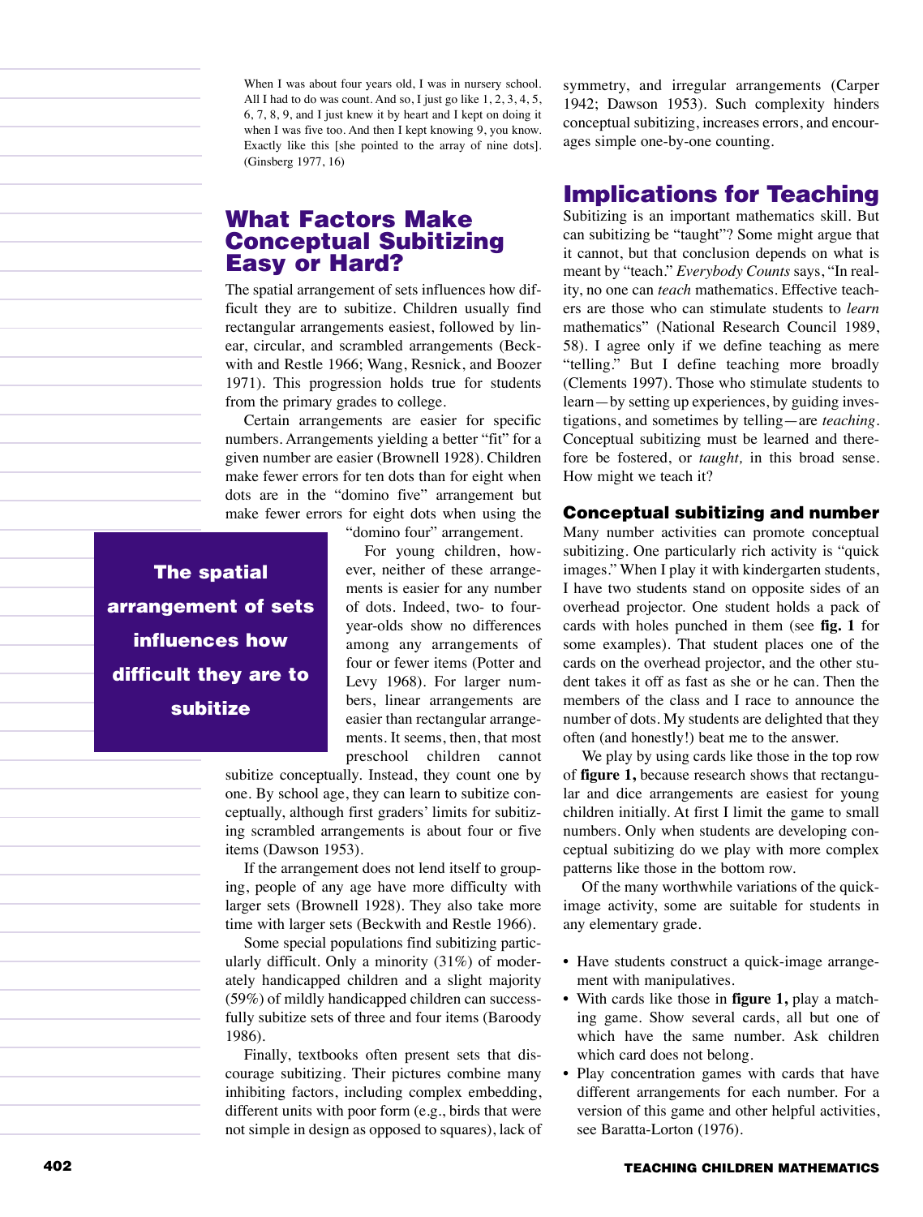When I was about four years old, I was in nursery school. All I had to do was count. And so, I just go like 1, 2, 3, 4, 5, 6, 7, 8, 9, and I just knew it by heart and I kept on doing it when I was five too. And then I kept knowing 9, you know. Exactly like this [she pointed to the array of nine dots]. (Ginsberg 1977, 16)

## What Factors Make Conceptual Subitizing Easy or Hard?

The spatial arrangement of sets influences how difficult they are to subitize. Children usually find rectangular arrangements easiest, followed by linear, circular, and scrambled arrangements (Beckwith and Restle 1966; Wang, Resnick, and Boozer 1971). This progression holds true for students from the primary grades to college.

Certain arrangements are easier for specific numbers. Arrangements yielding a better "fit" for a given number are easier (Brownell 1928). Children make fewer errors for ten dots than for eight when dots are in the "domino five" arrangement but make fewer errors for eight dots when using the "domino four" arrangement.

**The spatial arrangement of sets influences how difficult they are to subitize**

For young children, however, neither of these arrangements is easier for any number of dots. Indeed, two- to four-year-olds show no differences among any arrangements of four or fewer items (Potter and Levy 1968). For larger numbers, linear arrangements are easier than rectangular arrangements. It seems, then, that most preschool children cannot subitize conceptually. Instead, they count one by one. By school age, they can learn to subitize conceptually, although first graders' limits for subitizing scrambled arrangements is about four or five items (Dawson 1953).

If the arrangement does not lend itself to grouping, people of any age have more difficulty with larger sets (Brownell 1928). They also take more time with larger sets (Beckwith and Restle 1966).

Some special populations find subitizing particularly difficult. Only a minority (31%) of moderately handicapped children and a slight majority (59%) of mildly handicapped children can successfully subitize sets of three and four items (Baroody 1986).

Finally, textbooks often present sets that discourage subitizing. Their pictures combine many inhibiting factors, including complex embedding, different units with poor form (e.g., birds that were not simple in design as opposed to squares), lack of symmetry, and irregular arrangements (Carper 1942; Dawson 1953). Such complexity hinders conceptual subitizing, increases errors, and encourages simple one-by-one counting.

## Implications for Teaching

Subitizing is an important mathematics skill. But can subitizing be "taught"? Some might argue that it cannot, but that conclusion depends on what is meant by "teach." *Everybody Counts* says, "In reality, no one can *teach* mathematics. Effective teachers are those who can stimulate students to *learn* mathematics" (National Research Council 1989, 58). I agree only if we define teaching as mere "telling." But I define teaching more broadly (Clements 1997). Those who stimulate students to learn—by setting up experiences, by guiding investigations, and sometimes by telling—are *teaching*. Conceptual subitizing must be learned and therefore be fostered, or *taught,* in this broad sense. How might we teach it?

### Conceptual subitizing and number

Many number activities can promote conceptual subitizing. One particularly rich activity is "quick images." When I play it with kindergarten students, I have two students stand on opposite sides of an overhead projector. One student holds a pack of cards with holes punched in them (see **fig. 1** for some examples). That student places one of the cards on the overhead projector, and the other student takes it off as fast as she or he can. Then the members of the class and I race to announce the number of dots. My students are delighted that they often (and honestly!) beat me to the answer.

We play by using cards like those in the top row of **figure 1,** because research shows that rectangular and dice arrangements are easiest for young children initially. At first I limit the game to small numbers. Only when students are developing conceptual subitizing do we play with more complex patterns like those in the bottom row.

Of the many worthwhile variations of the quick-image activity, some are suitable for students in any elementary grade.

- Have students construct a quick-image arrangement with manipulatives.
- With cards like those in **figure 1,** play a matching game. Show several cards, all but one of which have the same number. Ask children which card does not belong.
- Play concentration games with cards that have different arrangements for each number. For a version of this game and other helpful activities, see Baratta-Lorton (1976).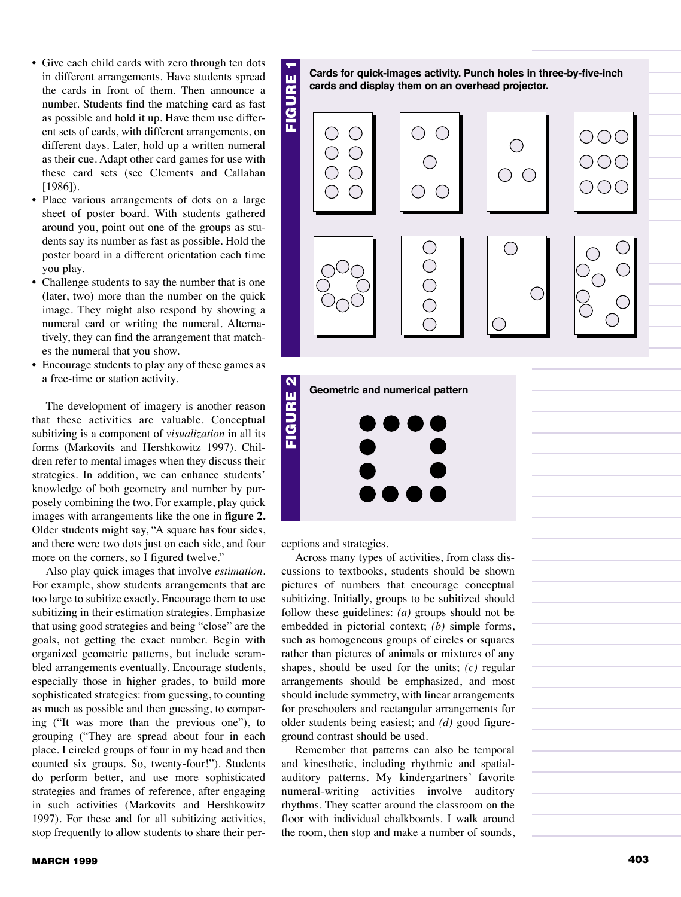- Give each child cards with zero through ten dots in different arrangements. Have students spread the cards in front of them. Then announce a number. Students find the matching card as fast as possible and hold it up. Have them use different sets of cards, with different arrangements, on different days. Later, hold up a written numeral as their cue. Adapt other card games for use with these card sets (see Clements and Callahan [1986]).
- Place various arrangements of dots on a large sheet of poster board. With students gathered around you, point out one of the groups as students say its number as fast as possible. Hold the poster board in a different orientation each time you play.
- Challenge students to say the number that is one (later, two) more than the number on the quick image. They might also respond by showing a numeral card or writing the numeral. Alternatively, they can find the arrangement that matches the numeral that you show.
- Encourage students to play any of these games as a free-time or station activity.

The development of imagery is another reason that these activities are valuable. Conceptual subitizing is a component of *visualization* in all its forms (Markovits and Hershkowitz 1997). Children refer to mental images when they discuss their strategies. In addition, we can enhance students' knowledge of both geometry and number by purposely combining the two. For example, play quick images with arrangements like the one in **figure 2.** Older students might say, "A square has four sides, and there were two dots just on each side, and four more on the corners, so I figured twelve."

Also play quick images that involve *estimation*. For example, show students arrangements that are too large to subitize exactly. Encourage them to use subitizing in their estimation strategies. Emphasize that using good strategies and being "close" are the goals, not getting the exact number. Begin with organized geometric patterns, but include scrambled arrangements eventually. Encourage students, especially those in higher grades, to build more sophisticated strategies: from guessing, to counting as much as possible and then guessing, to comparing ("It was more than the previous one"), to grouping ("They are spread about four in each place. I circled groups of four in my head and then counted six groups. So, twenty-four!"). Students do perform better, and use more sophisticated strategies and frames of reference, after engaging in such activities (Markovits and Hershkowitz 1997). For these and for all subitizing activities, stop frequently to allow students to share their perceptions and strategies.

**FIGURE 1** Cards for quick-images activity. Punch holes in three-by-five-inch cards and display them on an overhead projector.

**FIGURE 2** Geometric and numerical pattern

Across many types of activities, from class discussions to textbooks, students should be shown pictures of numbers that encourage conceptual subitizing. Initially, groups to be subitized should follow these guidelines: *(a)* groups should not be embedded in pictorial context; *(b)* simple forms, such as homogeneous groups of circles or squares rather than pictures of animals or mixtures of any shapes, should be used for the units; *(c)* regular arrangements should be emphasized, and most should include symmetry, with linear arrangements for preschoolers and rectangular arrangements for older students being easiest; and *(d)* good figure-ground contrast should be used.

Remember that patterns can also be temporal and kinesthetic, including rhythmic and spatial-auditory patterns. My kindergartners' favorite numeral-writing activities involve auditory rhythms. They scatter around the classroom on the floor with individual chalkboards. I walk around the room, then stop and make a number of sounds,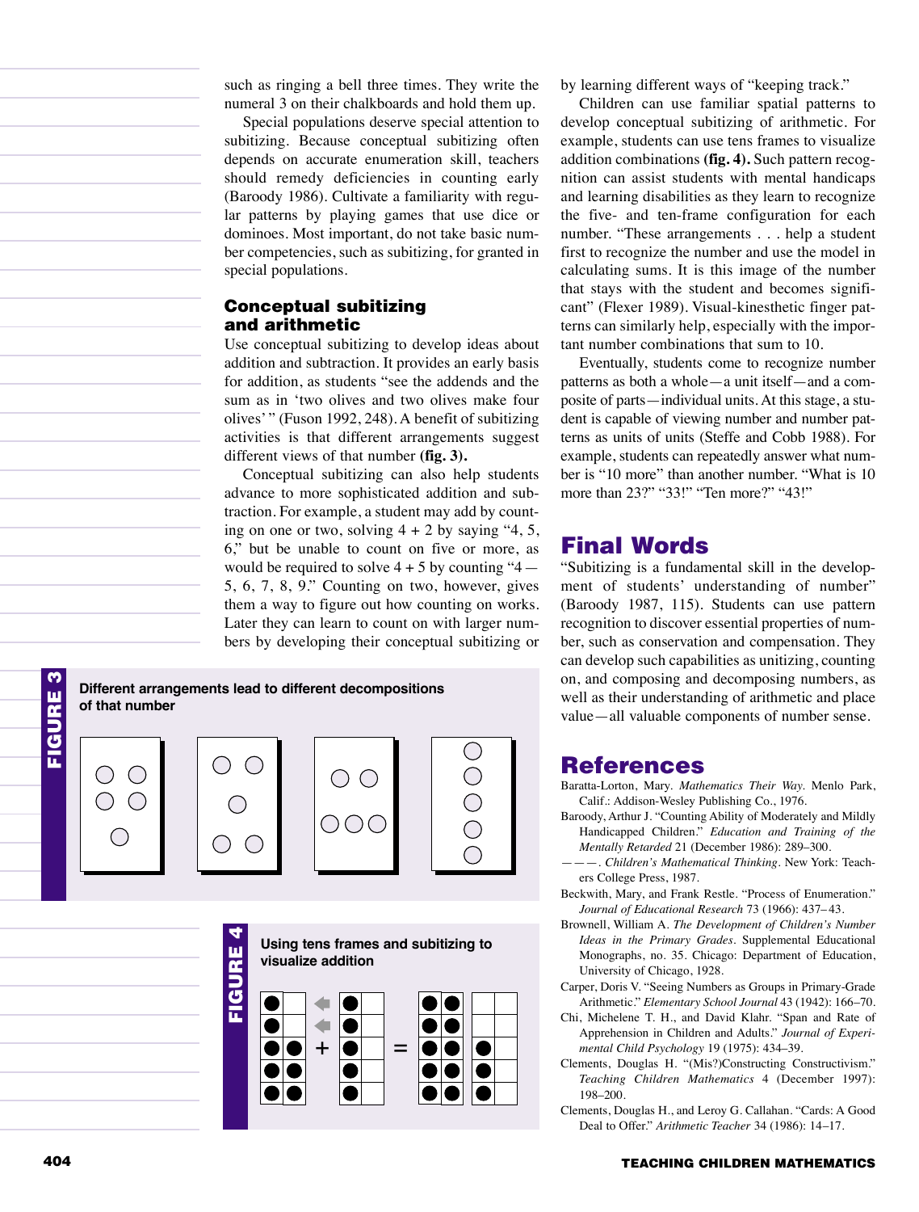such as ringing a bell three times. They write the numeral 3 on their chalkboards and hold them up.

Special populations deserve special attention to subitizing. Because conceptual subitizing often depends on accurate enumeration skill, teachers should remedy deficiencies in counting early (Baroody 1986). Cultivate a familiarity with regular patterns by playing games that use dice or dominoes. Most important, do not take basic number competencies, such as subitizing, for granted in special populations.

### Conceptual subitizing and arithmetic

Use conceptual subitizing to develop ideas about addition and subtraction. It provides an early basis for addition, as students "see the addends and the sum as in 'two olives and two olives make four olives' " (Fuson 1992, 248). A benefit of subitizing activities is that different arrangements suggest different views of that number **(fig. 3).**

Conceptual subitizing can also help students advance to more sophisticated addition and subtraction. For example, a student may add by counting on one or two, solving 4 + 2 by saying "4, 5, 6," but be unable to count on five or more, as would be required to solve 4 + 5 by counting "4 — 5, 6, 7, 8, 9." Counting on two, however, gives them a way to figure out how counting on works. Later they can learn to count on with larger numbers by developing their conceptual subitizing or by learning different ways of "keeping track."

Children can use familiar spatial patterns to develop conceptual subitizing of arithmetic. For example, students can use tens frames to visualize addition combinations **(fig. 4).** Such pattern recognition can assist students with mental handicaps and learning disabilities as they learn to recognize the five- and ten-frame configuration for each number. "These arrangements . . . help a student first to recognize the number and use the model in calculating sums. It is this image of the number that stays with the student and becomes significant" (Flexer 1989). Visual-kinesthetic finger patterns can similarly help, especially with the important number combinations that sum to 10.

Eventually, students come to recognize number patterns as both a whole—a unit itself—and a composite of parts—individual units. At this stage, a student is capable of viewing number and number patterns as units of units (Steffe and Cobb 1988). For example, students can repeatedly answer what number is "10 more" than another number. "What is 10 more than 23?" "33!" "Ten more?" "43!"

**FIGURE 3**

**Different arrangements lead to different decompositions of that number**

**FIGURE 4**

**Using tens frames and subitizing to visualize addition**

## Final Words

"Subitizing is a fundamental skill in the development of students' understanding of number" (Baroody 1987, 115). Students can use pattern recognition to discover essential properties of number, such as conservation and compensation. They can develop such capabilities as unitizing, counting on, and composing and decomposing numbers, as well as their understanding of arithmetic and place value—all valuable components of number sense.

## References

Baratta-Lorton, Mary. *Mathematics Their Way.* Menlo Park, Calif.: Addison-Wesley Publishing Co., 1976.

Baroody, Arthur J. "Counting Ability of Moderately and Mildly Handicapped Children." *Education and Training of the Mentally Retarded* 21 (December 1986): 289–300.

———. *Children's Mathematical Thinking.* New York: Teachers College Press, 1987.

Beckwith, Mary, and Frank Restle. "Process of Enumeration." *Journal of Educational Research* 73 (1966): 437–43.

Brownell, William A. *The Development of Children's Number Ideas in the Primary Grades.* Supplemental Educational Monographs, no. 35. Chicago: Department of Education, University of Chicago, 1928.

Carper, Doris V. "Seeing Numbers as Groups in Primary-Grade Arithmetic." *Elementary School Journal* 43 (1942): 166–70.

Chi, Michelene T. H., and David Klahr. "Span and Rate of Apprehension in Children and Adults." *Journal of Experimental Child Psychology* 19 (1975): 434–39.

Clements, Douglas H. "(Mis?)Constructing Constructivism." *Teaching Children Mathematics* 4 (December 1997): 198–200.

Clements, Douglas H., and Leroy G. Callahan. "Cards: A Good Deal to Offer." *Arithmetic Teacher* 34 (1986): 14–17.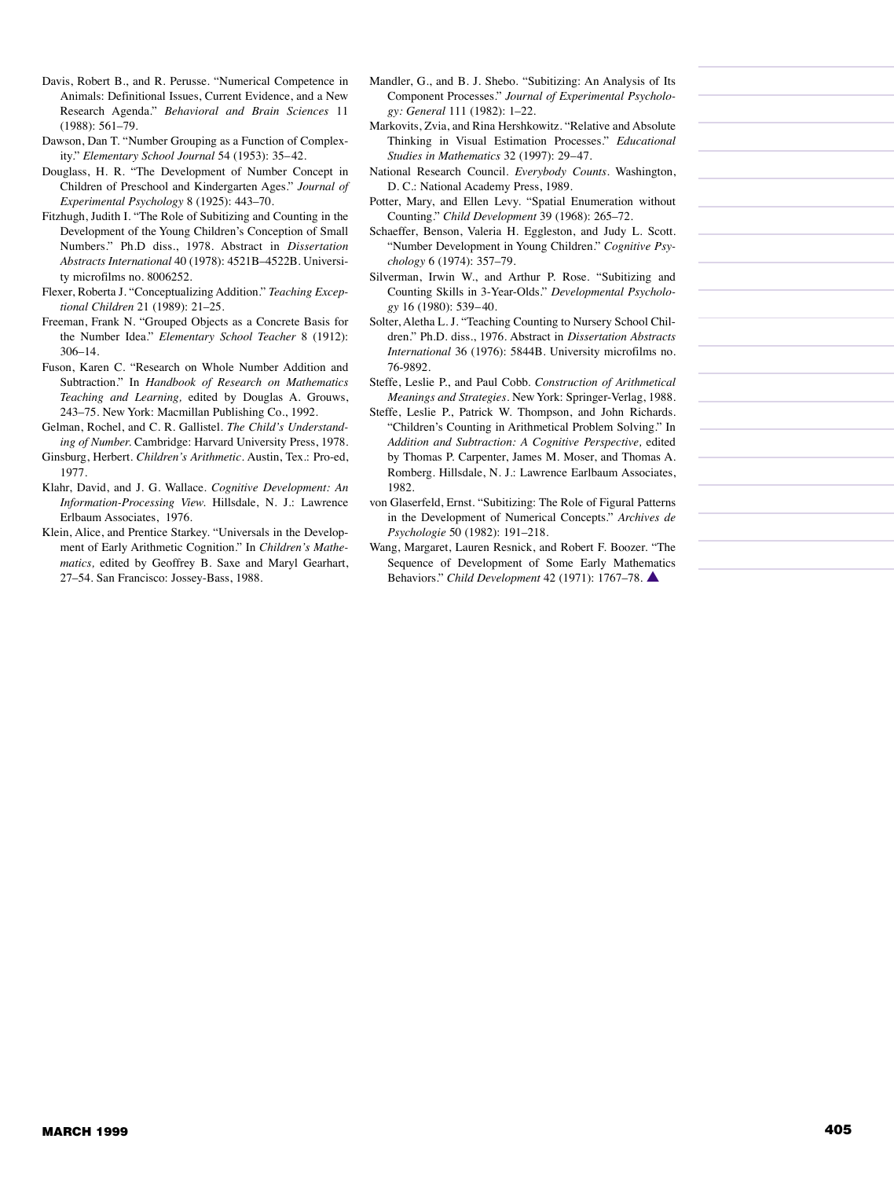Davis, Robert B., and R. Perusse. "Numerical Competence in Animals: Definitional Issues, Current Evidence, and a New Research Agenda." *Behavioral and Brain Sciences* 11 (1988): 561–79.

Dawson, Dan T. "Number Grouping as a Function of Complexity." *Elementary School Journal* 54 (1953): 35–42.

Douglass, H. R. "The Development of Number Concept in Children of Preschool and Kindergarten Ages." *Journal of Experimental Psychology* 8 (1925): 443–70.

Fitzhugh, Judith I. "The Role of Subitizing and Counting in the Development of the Young Children's Conception of Small Numbers." Ph.D diss., 1978. Abstract in *Dissertation Abstracts International* 40 (1978): 4521B–4522B. University microfilms no. 8006252.

Flexer, Roberta J. "Conceptualizing Addition." *Teaching Exceptional Children* 21 (1989): 21–25.

Freeman, Frank N. "Grouped Objects as a Concrete Basis for the Number Idea." *Elementary School Teacher* 8 (1912): 306–14.

Fuson, Karen C. "Research on Whole Number Addition and Subtraction." In *Handbook of Research on Mathematics Teaching and Learning,* edited by Douglas A. Grouws, 243–75. New York: Macmillan Publishing Co., 1992.

Gelman, Rochel, and C. R. Gallistel. *The Child's Understanding of Number.* Cambridge: Harvard University Press, 1978.

Ginsburg, Herbert. *Children's Arithmetic*. Austin, Tex.: Pro-ed, 1977.

Klahr, David, and J. G. Wallace. *Cognitive Development: An Information-Processing View.* Hillsdale, N. J.: Lawrence Erlbaum Associates, 1976.

Klein, Alice, and Prentice Starkey. "Universals in the Development of Early Arithmetic Cognition." In *Children's Mathematics,* edited by Geoffrey B. Saxe and Maryl Gearhart, 27–54. San Francisco: Jossey-Bass, 1988.

Mandler, G., and B. J. Shebo. "Subitizing: An Analysis of Its Component Processes." *Journal of Experimental Psychology: General* 111 (1982): 1–22.

Markovits, Zvia, and Rina Hershkowitz. "Relative and Absolute Thinking in Visual Estimation Processes." *Educational Studies in Mathematics* 32 (1997): 29–47.

National Research Council. *Everybody Counts*. Washington, D. C.: National Academy Press, 1989.

Potter, Mary, and Ellen Levy. "Spatial Enumeration without Counting." *Child Development* 39 (1968): 265–72.

Schaeffer, Benson, Valeria H. Eggleston, and Judy L. Scott. "Number Development in Young Children." *Cognitive Psychology* 6 (1974): 357–79.

Silverman, Irwin W., and Arthur P. Rose. "Subitizing and Counting Skills in 3-Year-Olds." *Developmental Psychology* 16 (1980): 539–40.

Solter, Aletha L. J. "Teaching Counting to Nursery School Children." Ph.D. diss., 1976. Abstract in *Dissertation Abstracts International* 36 (1976): 5844B. University microfilms no. 76-9892.

Steffe, Leslie P., and Paul Cobb. *Construction of Arithmetical Meanings and Strategies*. New York: Springer-Verlag, 1988.

Steffe, Leslie P., Patrick W. Thompson, and John Richards. "Children's Counting in Arithmetical Problem Solving." In *Addition and Subtraction: A Cognitive Perspective,* edited by Thomas P. Carpenter, James M. Moser, and Thomas A. Romberg. Hillsdale, N. J.: Lawrence Earlbaum Associates, 1982.

von Glaserfeld, Ernst. "Subitizing: The Role of Figural Patterns in the Development of Numerical Concepts." *Archives de Psychologie* 50 (1982): 191–218.

Wang, Margaret, Lauren Resnick, and Robert F. Boozer. "The Sequence of Development of Some Early Mathematics Behaviors." *Child Development* 42 (1971): 1767–78. ▲